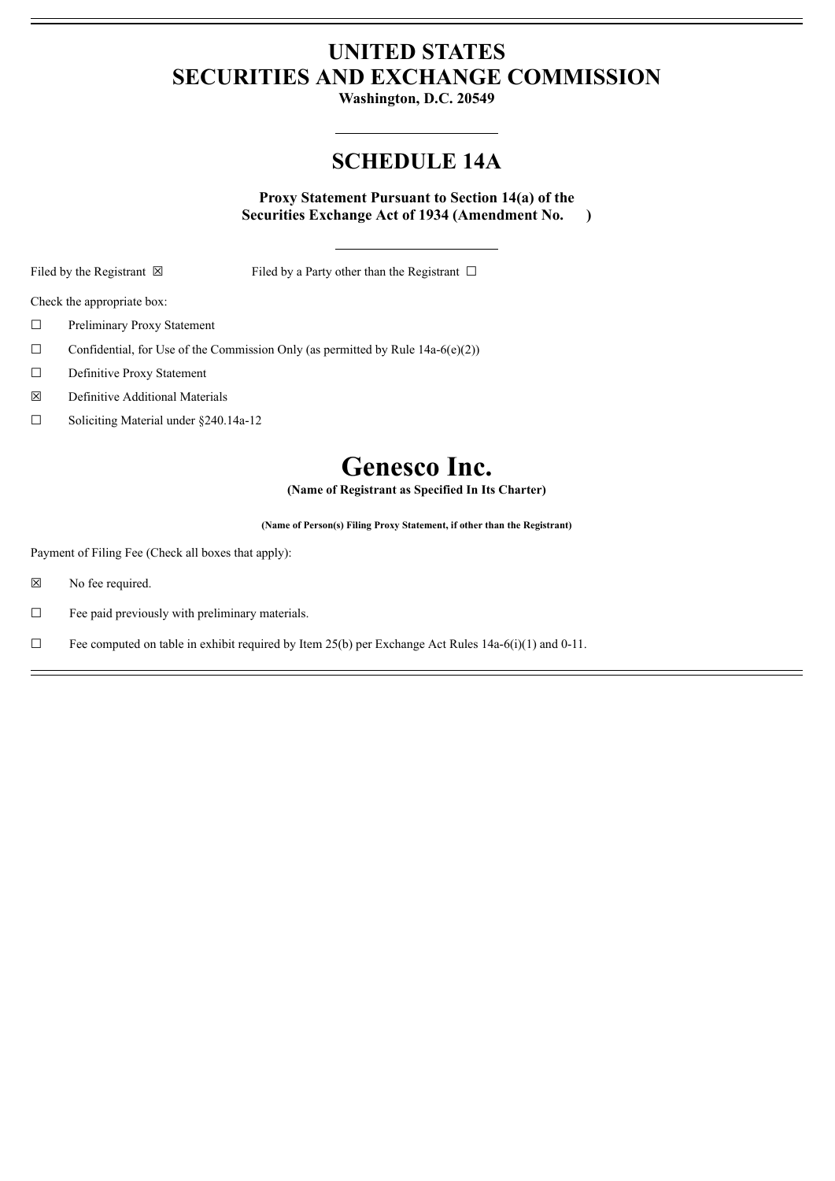# UNITED STATES
# SECURITIES AND EXCHANGE COMMISSION

**Washington, D.C. 20549**

## SCHEDULE 14A

**Proxy Statement Pursuant to Section 14(a) of the Securities Exchange Act of 1934 (Amendment No. )**

Filed by the Registrant ☒ Filed by a Party other than the Registrant ☐

Check the appropriate box:

☐ Preliminary Proxy Statement

☐ Confidential, for Use of the Commission Only (as permitted by Rule 14a-6(e)(2))

☐ Definitive Proxy Statement

☒ Definitive Additional Materials

☐ Soliciting Material under §240.14a-12

# Genesco Inc.

**(Name of Registrant as Specified In Its Charter)**

**(Name of Person(s) Filing Proxy Statement, if other than the Registrant)**

Payment of Filing Fee (Check all boxes that apply):

☒ No fee required.

☐ Fee paid previously with preliminary materials.

☐ Fee computed on table in exhibit required by Item 25(b) per Exchange Act Rules 14a-6(i)(1) and 0-11.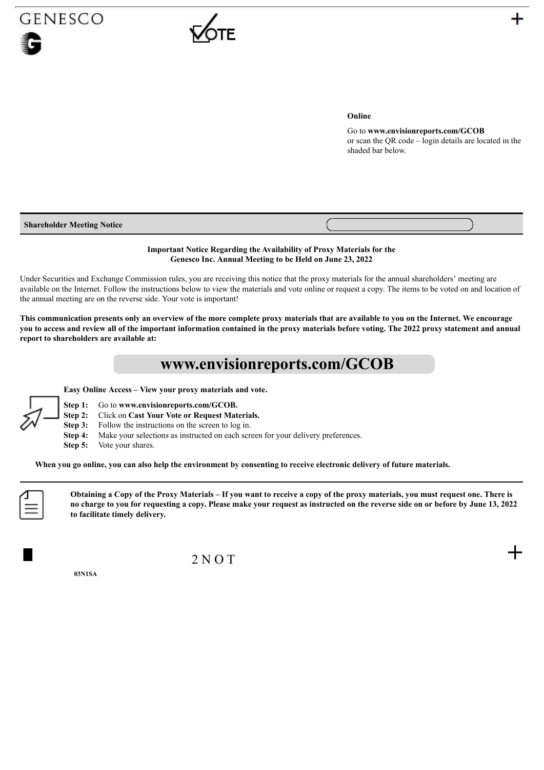GENESCO

VOTE

**Online**

Go to **www.envisionreports.com/GCOB**
or scan the QR code – login details are located in the shaded bar below.

**Shareholder Meeting Notice**

**Important Notice Regarding the Availability of Proxy Materials for the Genesco Inc. Annual Meeting to be Held on June 23, 2022**

Under Securities and Exchange Commission rules, you are receiving this notice that the proxy materials for the annual shareholders' meeting are available on the Internet. Follow the instructions below to view the materials and vote online or request a copy. The items to be voted on and location of the annual meeting are on the reverse side. Your vote is important!

**This communication presents only an overview of the more complete proxy materials that are available to you on the Internet. We encourage you to access and review all of the important information contained in the proxy materials before voting. The 2022 proxy statement and annual report to shareholders are available at:**

# www.envisionreports.com/GCOB

**Easy Online Access – View your proxy materials and vote.**

**Step 1:** Go to **www.envisionreports.com/GCOB.**
**Step 2:** Click on **Cast Your Vote or Request Materials.**
**Step 3:** Follow the instructions on the screen to log in.
**Step 4:** Make your selections as instructed on each screen for your delivery preferences.
**Step 5:** Vote your shares.

**When you go online, you can also help the environment by consenting to receive electronic delivery of future materials.**

**Obtaining a Copy of the Proxy Materials – If you want to receive a copy of the proxy materials, you must request one. There is no charge to you for requesting a copy. Please make your request as instructed on the reverse side on or before by June 13, 2022 to facilitate timely delivery.**

2 N O T

**03N1SA**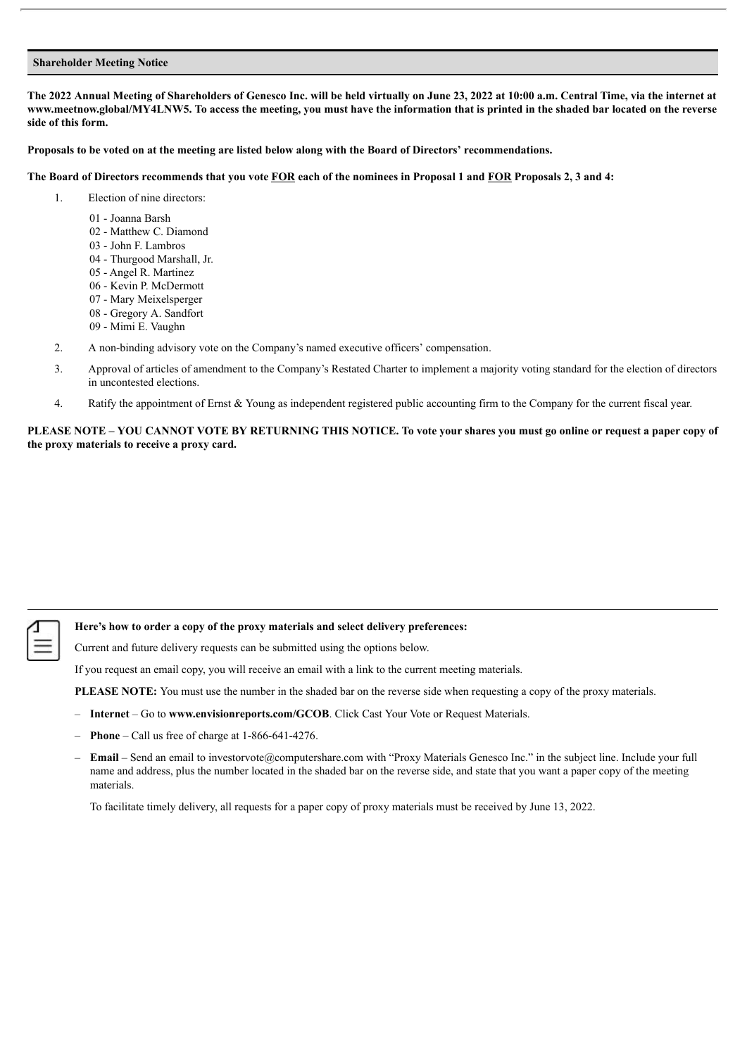## Shareholder Meeting Notice

**The 2022 Annual Meeting of Shareholders of Genesco Inc. will be held virtually on June 23, 2022 at 10:00 a.m. Central Time, via the internet at www.meetnow.global/MY4LNW5. To access the meeting, you must have the information that is printed in the shaded bar located on the reverse side of this form.**

**Proposals to be voted on at the meeting are listed below along with the Board of Directors' recommendations.**

**The Board of Directors recommends that you vote FOR each of the nominees in Proposal 1 and FOR Proposals 2, 3 and 4:**

1. Election of nine directors:

   01 - Joanna Barsh
   02 - Matthew C. Diamond
   03 - John F. Lambros
   04 - Thurgood Marshall, Jr.
   05 - Angel R. Martinez
   06 - Kevin P. McDermott
   07 - Mary Meixelsperger
   08 - Gregory A. Sandfort
   09 - Mimi E. Vaughn

2. A non-binding advisory vote on the Company's named executive officers' compensation.
3. Approval of articles of amendment to the Company's Restated Charter to implement a majority voting standard for the election of directors in uncontested elections.
4. Ratify the appointment of Ernst & Young as independent registered public accounting firm to the Company for the current fiscal year.

**PLEASE NOTE – YOU CANNOT VOTE BY RETURNING THIS NOTICE. To vote your shares you must go online or request a paper copy of the proxy materials to receive a proxy card.**

---

**Here's how to order a copy of the proxy materials and select delivery preferences:**

Current and future delivery requests can be submitted using the options below.

If you request an email copy, you will receive an email with a link to the current meeting materials.

**PLEASE NOTE:** You must use the number in the shaded bar on the reverse side when requesting a copy of the proxy materials.

- **Internet** – Go to **www.envisionreports.com/GCOB**. Click Cast Your Vote or Request Materials.
- **Phone** – Call us free of charge at 1-866-641-4276.
- **Email** – Send an email to investorvote@computershare.com with "Proxy Materials Genesco Inc." in the subject line. Include your full name and address, plus the number located in the shaded bar on the reverse side, and state that you want a paper copy of the meeting materials.

  To facilitate timely delivery, all requests for a paper copy of proxy materials must be received by June 13, 2022.